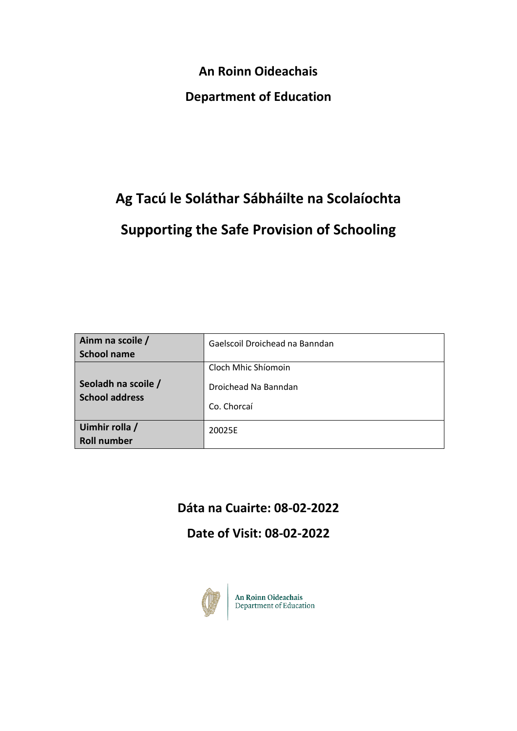**An Roinn Oideachais**

**Department of Education**

# Ag Tacú le Soláthar Sábháilte na Scolaíochta

# Supporting the Safe Provision of Schooling

| Ainm na scoile / School name | Gaelscoil Droichead na Banndan |
|---|---|
| Seoladh na scoile / School address | Cloch Mhic Shíomoin<br>Droichead Na Banndan<br>Co. Chorcaí |
| Uimhir rolla / Roll number | 20025E |

**Dáta na Cuairte: 08-02-2022**

**Date of Visit: 08-02-2022**

An Roinn Oideachais
Department of Education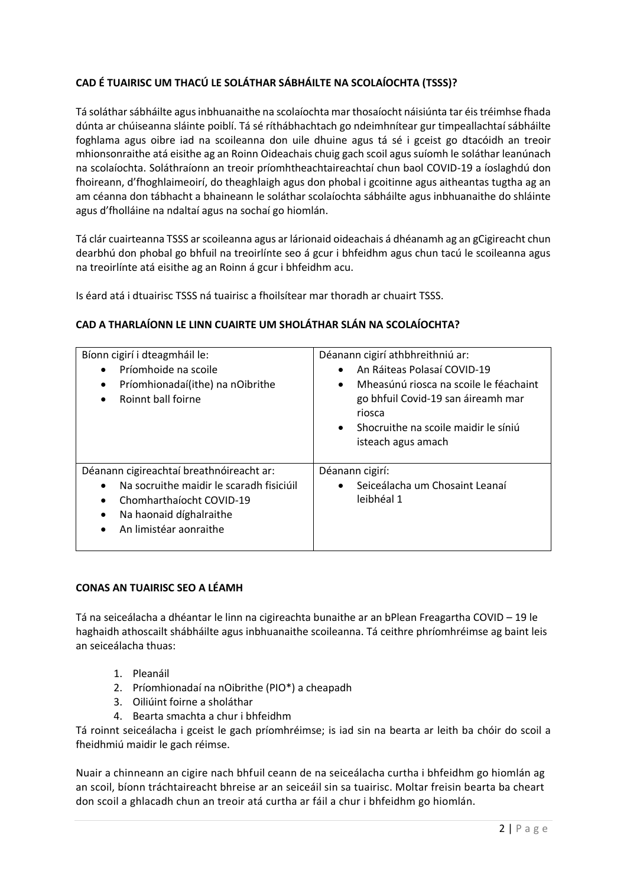## CAD É TUAIRISC UM THACÚ LE SOLÁTHAR SÁBHÁILTE NA SCOLAÍOCHTA (TSSS)?

Tá soláthar sábháilte agus inbhuanaithe na scolaíochta mar thosaíocht náisiúnta tar éis tréimhse fhada dúnta ar chúiseanna sláinte poiblí. Tá sé ríthábhachtach go ndeimhnítear gur timpeallachtaí sábháilte foghlama agus oibre iad na scoileanna don uile dhuine agus tá sé i gceist go dtacóidh an treoir mhionsonraithe atá eisithe ag an Roinn Oideachais chuig gach scoil agus suíomh le soláthar leanúnach na scolaíochta. Soláthraíonn an treoir príomhtheachtaireachtaí chun baol COVID-19 a íoslaghdú don fhoireann, d'fhoghlaimeoirí, do theaghlaigh agus don phobal i gcoitinne agus aitheantas tugtha ag an am céanna don tábhacht a bhaineann le soláthar scolaíochta sábháilte agus inbhuanaithe do shláinte agus d'fholláine na ndaltaí agus na sochaí go hiomlán.

Tá clár cuairteanna TSSS ar scoileanna agus ar lárionaid oideachais á dhéanamh ag an gCigireacht chun dearbhú don phobal go bhfuil na treoirlínte seo á gcur i bhfeidhm agus chun tacú le scoileanna agus na treoirlínte atá eisithe ag an Roinn á gcur i bhfeidhm acu.

Is éard atá i dtuairisc TSSS ná tuairisc a fhoilsítear mar thoradh ar chuairt TSSS.

## CAD A THARLAÍONN LE LINN CUAIRTE UM SHOLÁTHAR SLÁN NA SCOLAÍOCHTA?

| Bíonn cigirí i dteagmháil le: | Déanann cigirí athbhreithniú ar: |
|---|---|
| <ul><li>Príomhoide na scoile</li><li>Príomhionadaí(ithe) na nOibrithe</li><li>Roinnt ball foirne</li></ul> | <ul><li>An Ráiteas Polasaí COVID-19</li><li>Mheasúnú riosca na scoile le féachaint go bhfuil Covid-19 san áireamh mar riosca</li><li>Shocruithe na scoile maidir le síniú isteach agus amach</li></ul> |
| **Déanann cigireachtaí breathnóireacht ar:** | **Déanann cigirí:** |
| <ul><li>Na socruithe maidir le scaradh fisiciúil</li><li>Chomharthaíocht COVID-19</li><li>Na haonaid díghalraithe</li><li>An limistéar aonraithe</li></ul> | <ul><li>Seiceálacha um Chosaint Leanaí leibhéal 1</li></ul> |

## CONAS AN TUAIRISC SEO A LÉAMH

Tá na seiceálacha a dhéantar le linn na cigireachta bunaithe ar an bPlean Freagartha COVID – 19 le haghaidh athoscailt shábháilte agus inbhuanaithe scoileanna. Tá ceithre phríomhréimse ag baint leis an seiceálacha thuas:

1. Pleanáil
2. Príomhionadaí na nOibrithe (PIO*) a cheapadh
3. Oiliúint foirne a sholáthar
4. Bearta smachta a chur i bhfeidhm

Tá roinnt seiceálacha i gceist le gach príomhréimse; is iad sin na bearta ar leith ba chóir do scoil a fheidhmiú maidir le gach réimse.

Nuair a chinneann an cigire nach bhfuil ceann de na seiceálacha curtha i bhfeidhm go hiomlán ag an scoil, bíonn tráchtaireacht bhreise ar an seiceáil sin sa tuairisc. Moltar freisin bearta ba cheart don scoil a ghlacadh chun an treoir atá curtha ar fáil a chur i bhfeidhm go hiomlán.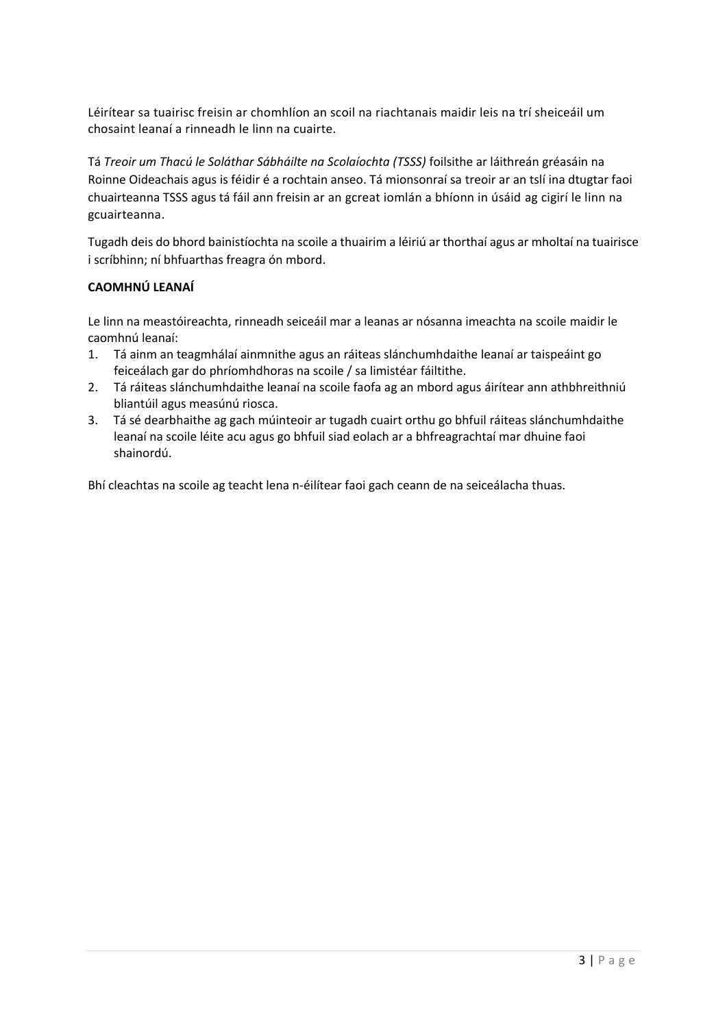Léirítear sa tuairisc freisin ar chomhlíon an scoil na riachtanais maidir leis na trí sheiceáil um chosaint leanaí a rinneadh le linn na cuairte.

Tá *Treoir um Thacú le Soláthar Sábháilte na Scolaíochta (TSSS)* foilsithe ar láithreán gréasáin na Roinne Oideachais agus is féidir é a rochtain anseo. Tá mionsonraí sa treoir ar an tslí ina dtugtar faoi chuairteanna TSSS agus tá fáil ann freisin ar an gcreat iomlán a bhíonn in úsáid ag cigirí le linn na gcuairteanna.

Tugadh deis do bhord bainistíochta na scoile a thuairim a léiriú ar thorthaí agus ar mholtaí na tuairisce i scríbhinn; ní bhfuarthas freagra ón mbord.

**CAOMHNÚ LEANAÍ**

Le linn na meastóireachta, rinneadh seiceáil mar a leanas ar nósanna imeachta na scoile maidir le caomhnú leanaí:

1. Tá ainm an teagmhálaí ainmnithe agus an ráiteas slánchumhdaithe leanaí ar taispeáint go feiceálach gar do phríomhdhoras na scoile / sa limistéar fáiltithe.
2. Tá ráiteas slánchumhdaithe leanaí na scoile faofa ag an mbord agus áirítear ann athbhreithniú bliantúil agus measúnú riosca.
3. Tá sé dearbhaithe ag gach múinteoir ar tugadh cuairt orthu go bhfuil ráiteas slánchumhdaithe leanaí na scoile léite acu agus go bhfuil siad eolach ar a bhfreagrachtaí mar dhuine faoi shainordú.

Bhí cleachtas na scoile ag teacht lena n-éilítear faoi gach ceann de na seiceálacha thuas.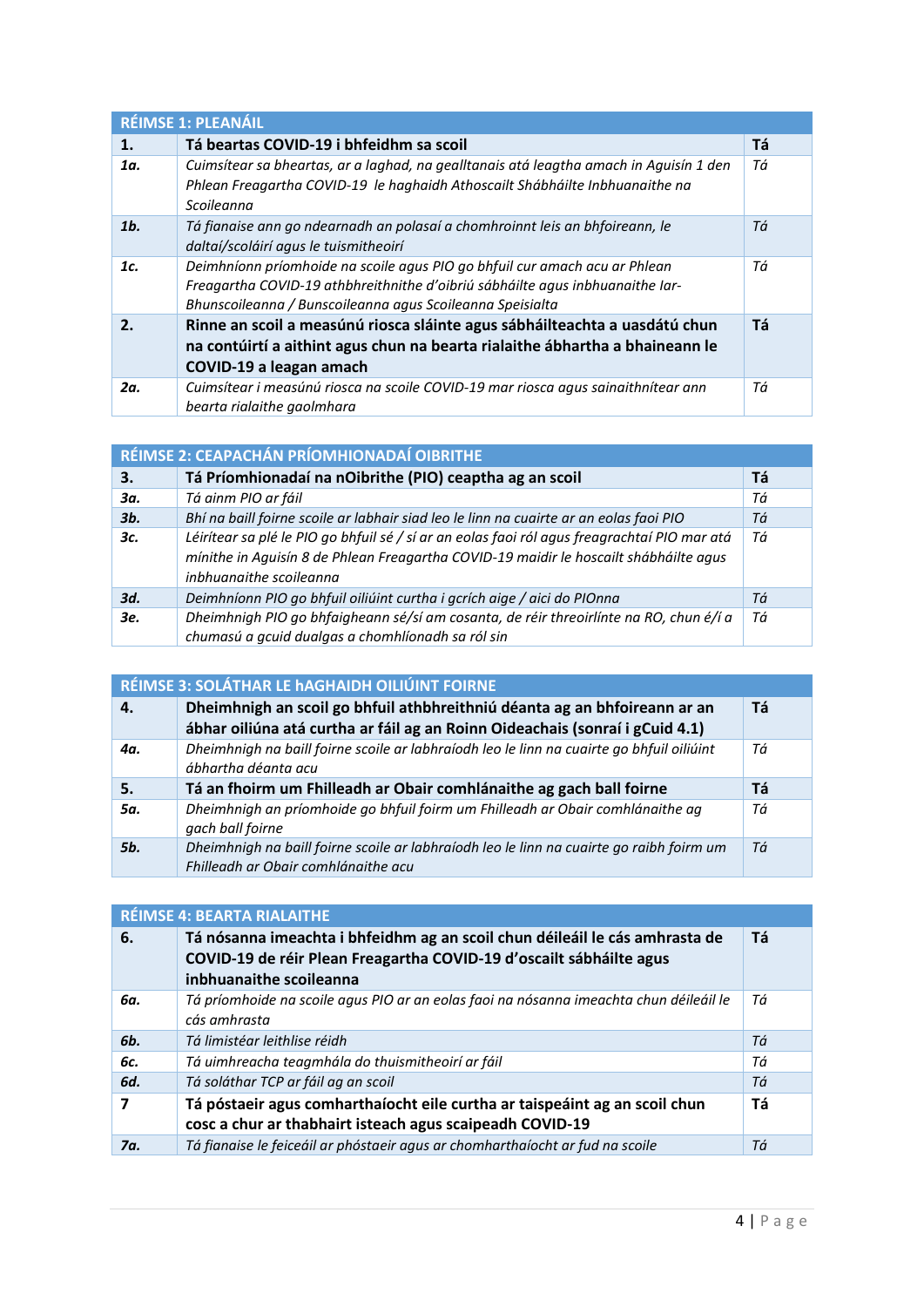| RÉIMSE 1: PLEANÁIL | | |
|---|---|---|
| **1.** | **Tá beartas COVID-19 i bhfeidhm sa scoil** | **Tá** |
| ***1a.*** | *Cuimsítear sa bheartas, ar a laghad, na gealltanais atá leagtha amach in Aguisín 1 den Phlean Freagartha COVID-19 le haghaidh Athoscailt Shábháilte Inbhuanaithe na Scoileanna* | *Tá* |
| ***1b.*** | *Tá fianaise ann go ndearnadh an polasaí a chomhroinnt leis an bhfoireann, le daltaí/scoláirí agus le tuismitheoirí* | *Tá* |
| ***1c.*** | *Deimhníonn príomhoide na scoile agus PIO go bhfuil cur amach acu ar Phlean Freagartha COVID-19 athbhreithnithe d'oibriú sábháilte agus inbhuanaithe Iar-Bhunscoileanna / Bunscoileanna agus Scoileanna Speisialta* | *Tá* |
| **2.** | **Rinne an scoil a measúnú riosca sláinte agus sábháilteachta a uasdátú chun na contúirtí a aithint agus chun na bearta rialaithe ábhartha a bhaineann le COVID-19 a leagan amach** | **Tá** |
| ***2a.*** | *Cuimsítear i measúnú riosca na scoile COVID-19 mar riosca agus sainaithnítear ann bearta rialaithe gaolmhara* | *Tá* |

| RÉIMSE 2: CEAPACHÁN PRÍOMHIONADAÍ OIBRITHE | | |
|---|---|---|
| **3.** | **Tá Príomhionadaí na nOibrithe (PIO) ceaptha ag an scoil** | **Tá** |
| ***3a.*** | *Tá ainm PIO ar fáil* | *Tá* |
| ***3b.*** | *Bhí na baill foirne scoile ar labhair siad leo le linn na cuairte ar an eolas faoi PIO* | *Tá* |
| ***3c.*** | *Léirítear sa plé le PIO go bhfuil sé / sí ar an eolas faoi ról agus freagrachtaí PIO mar atá mínithe in Aguisín 8 de Phlean Freagartha COVID-19 maidir le hoscailt shábháilte agus inbhuanaithe scoileanna* | *Tá* |
| ***3d.*** | *Deimhníonn PIO go bhfuil oiliúint curtha i gcrích aige / aici do PIOnna* | *Tá* |
| ***3e.*** | *Dheimhnigh PIO go bhfaigheann sé/sí am cosanta, de réir threoirlínte na RO, chun é/í a chumasú a gcuid dualgas a chomhlíonadh sa ról sin* | *Tá* |

| RÉIMSE 3: SOLÁTHAR LE hAGHAIDH OILIÚINT FOIRNE | | |
|---|---|---|
| **4.** | **Dheimhnigh an scoil go bhfuil athbhreithniú déanta ag an bhfoireann ar an ábhar oiliúna atá curtha ar fáil ag an Roinn Oideachais (sonraí i gCuid 4.1)** | **Tá** |
| ***4a.*** | *Dheimhnigh na baill foirne scoile ar labhraíodh leo le linn na cuairte go bhfuil oiliúint ábhartha déanta acu* | *Tá* |
| **5.** | **Tá an fhoirm um Fhilleadh ar Obair comhlánaithe ag gach ball foirne** | **Tá** |
| ***5a.*** | *Dheimhnigh an príomhoide go bhfuil foirm um Fhilleadh ar Obair comhlánaithe ag gach ball foirne* | *Tá* |
| ***5b.*** | *Dheimhnigh na baill foirne scoile ar labhraíodh leo le linn na cuairte go raibh foirm um Fhilleadh ar Obair comhlánaithe acu* | *Tá* |

| RÉIMSE 4: BEARTA RIALAITHE | | |
|---|---|---|
| **6.** | **Tá nósanna imeachta i bhfeidhm ag an scoil chun déileáil le cás amhrasta de COVID-19 de réir Plean Freagartha COVID-19 d'oscailt sábháilte agus inbhuanaithe scoileanna** | **Tá** |
| ***6a.*** | *Tá príomhoide na scoile agus PIO ar an eolas faoi na nósanna imeachta chun déileáil le cás amhrasta* | *Tá* |
| ***6b.*** | *Tá limistéar leithlise réidh* | *Tá* |
| ***6c.*** | *Tá uimhreacha teagmhála do thuismitheoirí ar fáil* | *Tá* |
| ***6d.*** | *Tá soláthar TCP ar fáil ag an scoil* | *Tá* |
| **7** | **Tá póstaeir agus comharthaíocht eile curtha ar taispeáint ag an scoil chun cosc a chur ar thabhairt isteach agus scaipeadh COVID-19** | **Tá** |
| ***7a.*** | *Tá fianaise le feiceáil ar phóstaeir agus ar chomharthaíocht ar fud na scoile* | *Tá* |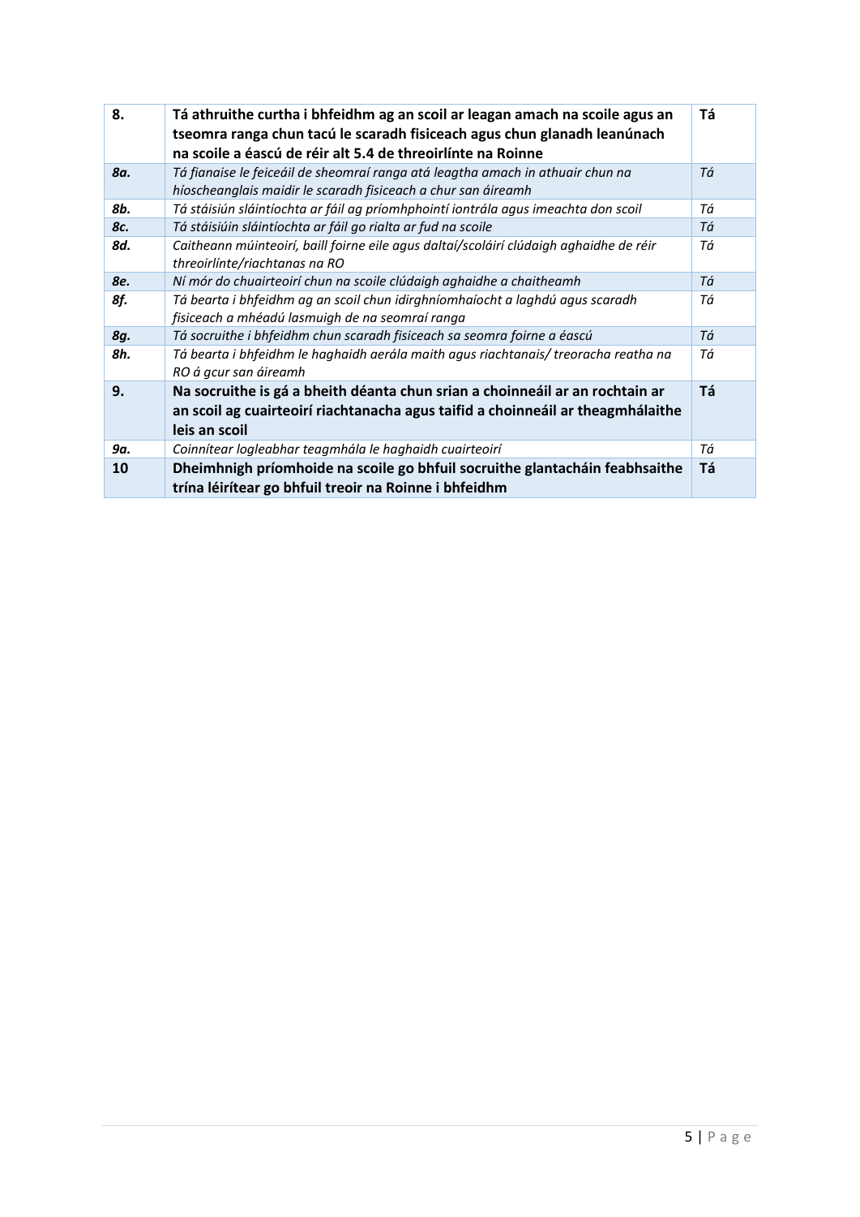| **8.** | **Tá athruithe curtha i bhfeidhm ag an scoil ar leagan amach na scoile agus an tseomra ranga chun tacú le scaradh fisiceach agus chun glanadh leanúnach na scoile a éascú de réir alt 5.4 de threoirlínte na Roinne** | **Tá** |
|---|---|---|
| ***8a.*** | *Tá fianaise le feiceáil de sheomraí ranga atá leagtha amach in athuair chun na híoscheanglais maidir le scaradh fisiceach a chur san áireamh* | *Tá* |
| ***8b.*** | *Tá stáisiún sláintíochta ar fáil ag príomhphointí iontrála agus imeachta don scoil* | *Tá* |
| ***8c.*** | *Tá stáisiúin sláintíochta ar fáil go rialta ar fud na scoile* | *Tá* |
| ***8d.*** | *Caitheann múinteoirí, baill foirne eile agus daltaí/scoláirí clúdaigh aghaidhe de réir threoirlínte/riachtanas na RO* | *Tá* |
| ***8e.*** | *Ní mór do chuairteoirí chun na scoile clúdaigh aghaidhe a chaitheamh* | *Tá* |
| ***8f.*** | *Tá bearta i bhfeidhm ag an scoil chun idirghníomhaíocht a laghdú agus scaradh fisiceach a mhéadú lasmuigh de na seomraí ranga* | *Tá* |
| ***8g.*** | *Tá socruithe i bhfeidhm chun scaradh fisiceach sa seomra foirne a éascú* | *Tá* |
| ***8h.*** | *Tá bearta i bhfeidhm le haghaidh aerála maith agus riachtanais/ treoracha reatha na RO á gcur san áireamh* | *Tá* |
| **9.** | **Na socruithe is gá a bheith déanta chun srian a choinneáil ar an rochtain ar an scoil ag cuairteoirí riachtanacha agus taifid a choinneáil ar theagmhálaithe leis an scoil** | **Tá** |
| ***9a.*** | *Coinnítear logleabhar teagmhála le haghaidh cuairteoirí* | *Tá* |
| **10** | **Dheimhnigh príomhoide na scoile go bhfuil socruithe glantacháin feabhsaithe trína léirítear go bhfuil treoir na Roinne i bhfeidhm** | **Tá** |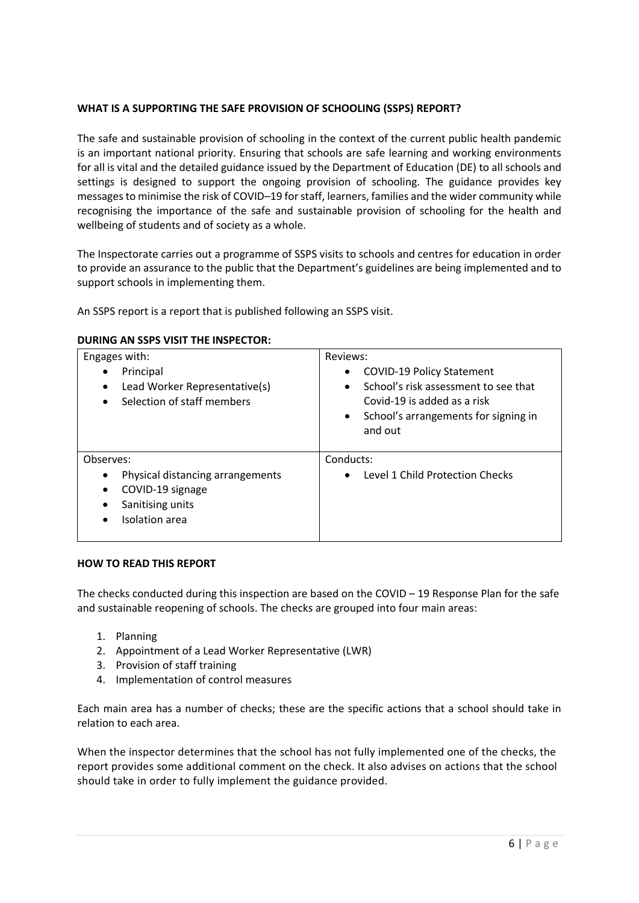## WHAT IS A SUPPORTING THE SAFE PROVISION OF SCHOOLING (SSPS) REPORT?

The safe and sustainable provision of schooling in the context of the current public health pandemic is an important national priority. Ensuring that schools are safe learning and working environments for all is vital and the detailed guidance issued by the Department of Education (DE) to all schools and settings is designed to support the ongoing provision of schooling. The guidance provides key messages to minimise the risk of COVID–19 for staff, learners, families and the wider community while recognising the importance of the safe and sustainable provision of schooling for the health and wellbeing of students and of society as a whole.

The Inspectorate carries out a programme of SSPS visits to schools and centres for education in order to provide an assurance to the public that the Department's guidelines are being implemented and to support schools in implementing them.

An SSPS report is a report that is published following an SSPS visit.

## DURING AN SSPS VISIT THE INSPECTOR:

| Engages with: | Reviews: |
|---|---|
| • Principal<br>• Lead Worker Representative(s)<br>• Selection of staff members | • COVID-19 Policy Statement<br>• School's risk assessment to see that Covid-19 is added as a risk<br>• School's arrangements for signing in and out |
| Observes:<br>• Physical distancing arrangements<br>• COVID-19 signage<br>• Sanitising units<br>• Isolation area | Conducts:<br>• Level 1 Child Protection Checks |

## HOW TO READ THIS REPORT

The checks conducted during this inspection are based on the COVID – 19 Response Plan for the safe and sustainable reopening of schools. The checks are grouped into four main areas:

1. Planning
2. Appointment of a Lead Worker Representative (LWR)
3. Provision of staff training
4. Implementation of control measures

Each main area has a number of checks; these are the specific actions that a school should take in relation to each area.

When the inspector determines that the school has not fully implemented one of the checks, the report provides some additional comment on the check. It also advises on actions that the school should take in order to fully implement the guidance provided.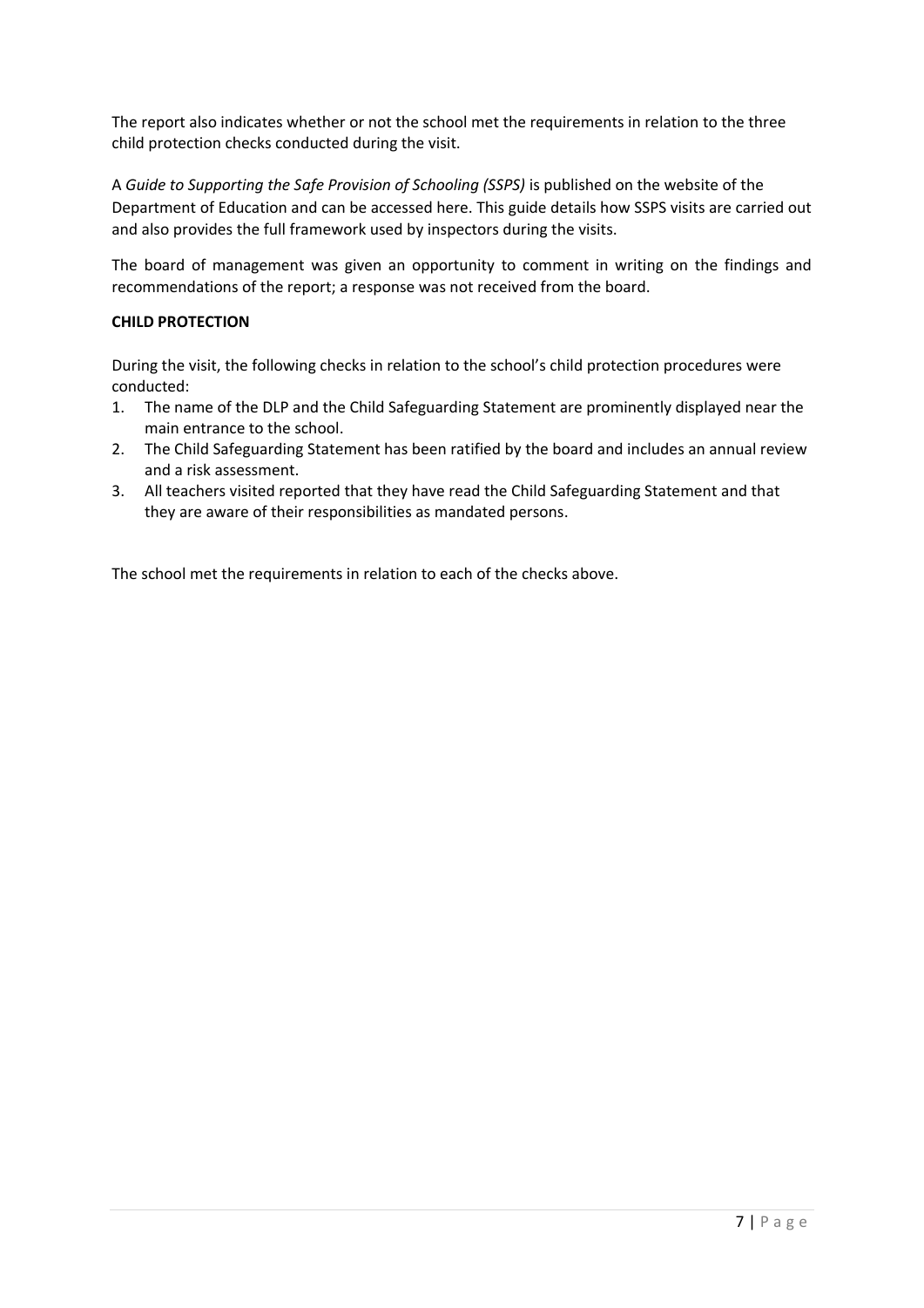The report also indicates whether or not the school met the requirements in relation to the three child protection checks conducted during the visit.

A *Guide to Supporting the Safe Provision of Schooling (SSPS)* is published on the website of the Department of Education and can be accessed here. This guide details how SSPS visits are carried out and also provides the full framework used by inspectors during the visits.

The board of management was given an opportunity to comment in writing on the findings and recommendations of the report; a response was not received from the board.

**CHILD PROTECTION**

During the visit, the following checks in relation to the school's child protection procedures were conducted:

1. The name of the DLP and the Child Safeguarding Statement are prominently displayed near the main entrance to the school.
2. The Child Safeguarding Statement has been ratified by the board and includes an annual review and a risk assessment.
3. All teachers visited reported that they have read the Child Safeguarding Statement and that they are aware of their responsibilities as mandated persons.

The school met the requirements in relation to each of the checks above.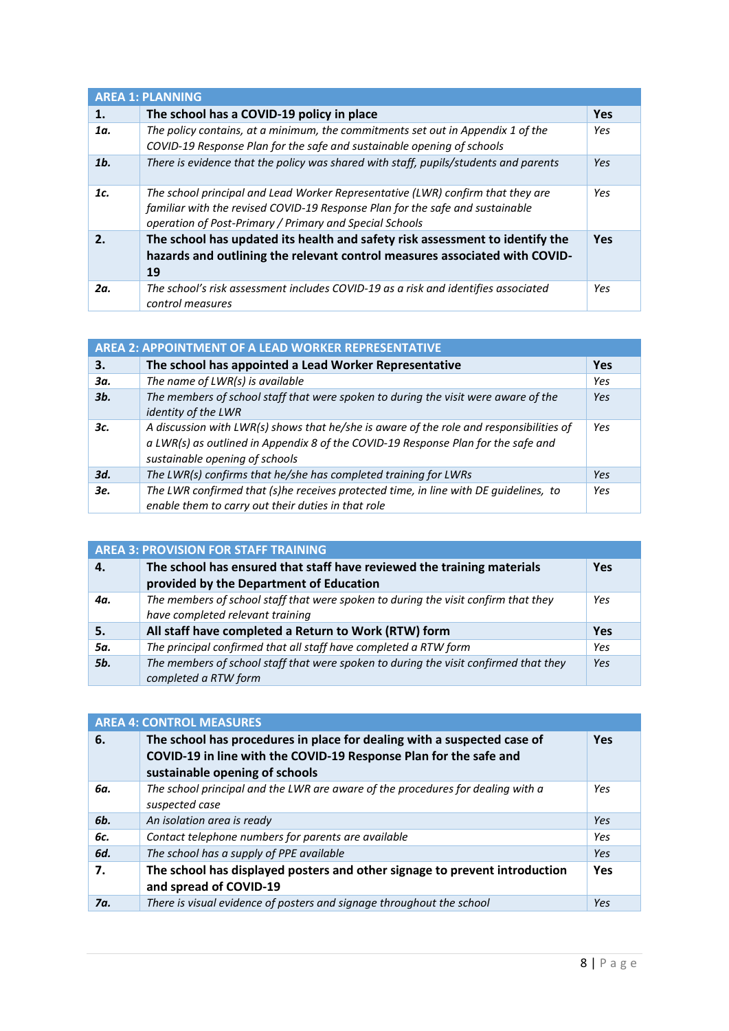| AREA 1: PLANNING | | |
|---|---|---|
| **1.** | **The school has a COVID-19 policy in place** | **Yes** |
| ***1a.*** | *The policy contains, at a minimum, the commitments set out in Appendix 1 of the COVID-19 Response Plan for the safe and sustainable opening of schools* | *Yes* |
| ***1b.*** | *There is evidence that the policy was shared with staff, pupils/students and parents* | *Yes* |
| ***1c.*** | *The school principal and Lead Worker Representative (LWR) confirm that they are familiar with the revised COVID-19 Response Plan for the safe and sustainable operation of Post-Primary / Primary and Special Schools* | *Yes* |
| **2.** | **The school has updated its health and safety risk assessment to identify the hazards and outlining the relevant control measures associated with COVID-19** | **Yes** |
| ***2a.*** | *The school's risk assessment includes COVID-19 as a risk and identifies associated control measures* | *Yes* |

| AREA 2: APPOINTMENT OF A LEAD WORKER REPRESENTATIVE | | |
|---|---|---|
| **3.** | **The school has appointed a Lead Worker Representative** | **Yes** |
| ***3a.*** | *The name of LWR(s) is available* | *Yes* |
| ***3b.*** | *The members of school staff that were spoken to during the visit were aware of the identity of the LWR* | *Yes* |
| ***3c.*** | *A discussion with LWR(s) shows that he/she is aware of the role and responsibilities of a LWR(s) as outlined in Appendix 8 of the COVID-19 Response Plan for the safe and sustainable opening of schools* | *Yes* |
| ***3d.*** | *The LWR(s) confirms that he/she has completed training for LWRs* | *Yes* |
| ***3e.*** | *The LWR confirmed that (s)he receives protected time, in line with DE guidelines, to enable them to carry out their duties in that role* | *Yes* |

| AREA 3: PROVISION FOR STAFF TRAINING | | |
|---|---|---|
| **4.** | **The school has ensured that staff have reviewed the training materials provided by the Department of Education** | **Yes** |
| ***4a.*** | *The members of school staff that were spoken to during the visit confirm that they have completed relevant training* | *Yes* |
| **5.** | **All staff have completed a Return to Work (RTW) form** | **Yes** |
| ***5a.*** | *The principal confirmed that all staff have completed a RTW form* | *Yes* |
| ***5b.*** | *The members of school staff that were spoken to during the visit confirmed that they completed a RTW form* | *Yes* |

| AREA 4: CONTROL MEASURES | | |
|---|---|---|
| **6.** | **The school has procedures in place for dealing with a suspected case of COVID-19 in line with the COVID-19 Response Plan for the safe and sustainable opening of schools** | **Yes** |
| ***6a.*** | *The school principal and the LWR are aware of the procedures for dealing with a suspected case* | *Yes* |
| ***6b.*** | *An isolation area is ready* | *Yes* |
| ***6c.*** | *Contact telephone numbers for parents are available* | *Yes* |
| ***6d.*** | *The school has a supply of PPE available* | *Yes* |
| **7.** | **The school has displayed posters and other signage to prevent introduction and spread of COVID-19** | **Yes** |
| ***7a.*** | *There is visual evidence of posters and signage throughout the school* | *Yes* |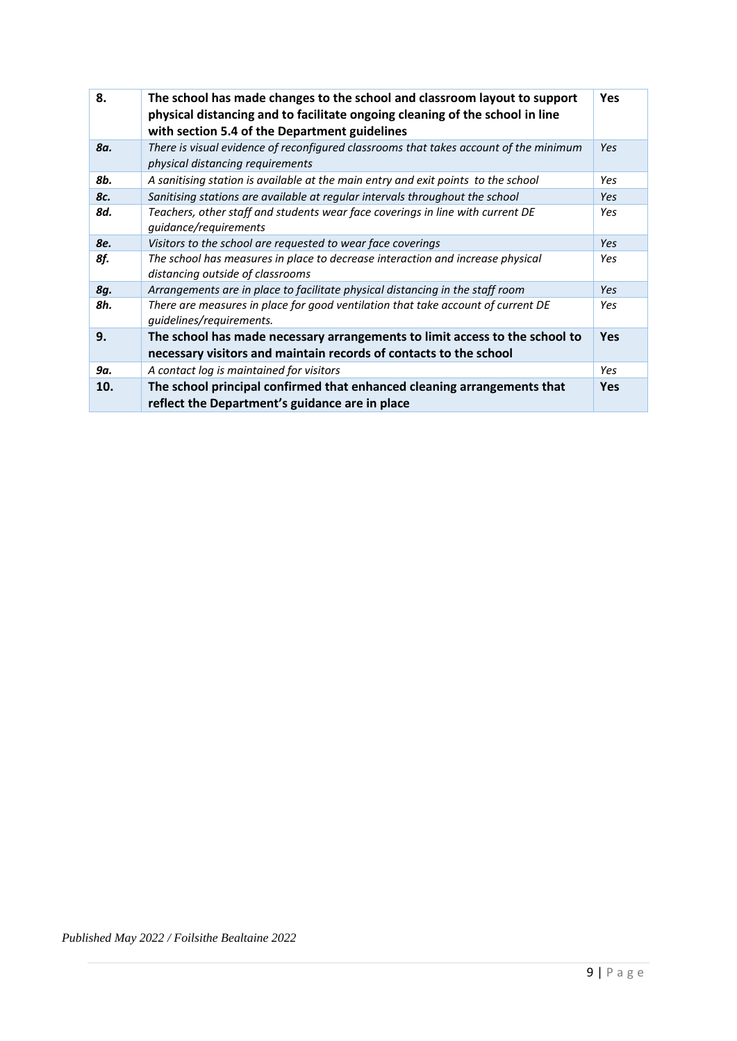| | | |
|---|---|---|
| **8.** | **The school has made changes to the school and classroom layout to support physical distancing and to facilitate ongoing cleaning of the school in line with section 5.4 of the Department guidelines** | **Yes** |
| ***8a.*** | *There is visual evidence of reconfigured classrooms that takes account of the minimum physical distancing requirements* | *Yes* |
| ***8b.*** | *A sanitising station is available at the main entry and exit points to the school* | *Yes* |
| ***8c.*** | *Sanitising stations are available at regular intervals throughout the school* | *Yes* |
| ***8d.*** | *Teachers, other staff and students wear face coverings in line with current DE guidance/requirements* | *Yes* |
| ***8e.*** | *Visitors to the school are requested to wear face coverings* | *Yes* |
| ***8f.*** | *The school has measures in place to decrease interaction and increase physical distancing outside of classrooms* | *Yes* |
| ***8g.*** | *Arrangements are in place to facilitate physical distancing in the staff room* | *Yes* |
| ***8h.*** | *There are measures in place for good ventilation that take account of current DE guidelines/requirements.* | *Yes* |
| **9.** | **The school has made necessary arrangements to limit access to the school to necessary visitors and maintain records of contacts to the school** | **Yes** |
| ***9a.*** | *A contact log is maintained for visitors* | *Yes* |
| **10.** | **The school principal confirmed that enhanced cleaning arrangements that reflect the Department's guidance are in place** | **Yes** |

*Published May 2022 / Foilsithe Bealtaine 2022*